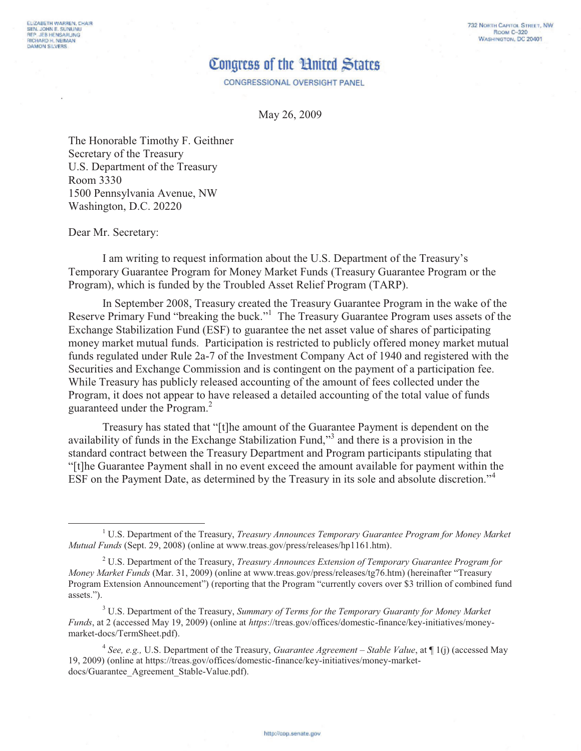ELIZABETH WARREN, CHAIR
SEN. JOHN E. SUNUNU
REP. JEB HENSARLING
RICHARD H. NEIMAN
DAMON SILVERS

732 NORTH CAPITOL STREET, NW
ROOM C-320
WASHINGTON, DC 20401

# Congress of the United States

CONGRESSIONAL OVERSIGHT PANEL

May 26, 2009

The Honorable Timothy F. Geithner
Secretary of the Treasury
U.S. Department of the Treasury
Room 3330
1500 Pennsylvania Avenue, NW
Washington, D.C. 20220

Dear Mr. Secretary:

I am writing to request information about the U.S. Department of the Treasury's Temporary Guarantee Program for Money Market Funds (Treasury Guarantee Program or the Program), which is funded by the Troubled Asset Relief Program (TARP).

In September 2008, Treasury created the Treasury Guarantee Program in the wake of the Reserve Primary Fund "breaking the buck."[1] The Treasury Guarantee Program uses assets of the Exchange Stabilization Fund (ESF) to guarantee the net asset value of shares of participating money market mutual funds. Participation is restricted to publicly offered money market mutual funds regulated under Rule 2a-7 of the Investment Company Act of 1940 and registered with the Securities and Exchange Commission and is contingent on the payment of a participation fee. While Treasury has publicly released accounting of the amount of fees collected under the Program, it does not appear to have released a detailed accounting of the total value of funds guaranteed under the Program.[2]

Treasury has stated that "[t]he amount of the Guarantee Payment is dependent on the availability of funds in the Exchange Stabilization Fund,"[3] and there is a provision in the standard contract between the Treasury Department and Program participants stipulating that "[t]he Guarantee Payment shall in no event exceed the amount available for payment within the ESF on the Payment Date, as determined by the Treasury in its sole and absolute discretion."[4]

---

[1] U.S. Department of the Treasury, *Treasury Announces Temporary Guarantee Program for Money Market Mutual Funds* (Sept. 29, 2008) (online at www.treas.gov/press/releases/hp1161.htm).

[2] U.S. Department of the Treasury, *Treasury Announces Extension of Temporary Guarantee Program for Money Market Funds* (Mar. 31, 2009) (online at www.treas.gov/press/releases/tg76.htm) (hereinafter "Treasury Program Extension Announcement") (reporting that the Program "currently covers over $3 trillion of combined fund assets.").

[3] U.S. Department of the Treasury, *Summary of Terms for the Temporary Guaranty for Money Market Funds*, at 2 (accessed May 19, 2009) (online at *https*://treas.gov/offices/domestic-finance/key-initiatives/money-market-docs/TermSheet.pdf).

[4] *See, e.g.,* U.S. Department of the Treasury, *Guarantee Agreement – Stable Value*, at ¶ 1(j) (accessed May 19, 2009) (online at https://treas.gov/offices/domestic-finance/key-initiatives/money-market-docs/Guarantee_Agreement_Stable-Value.pdf).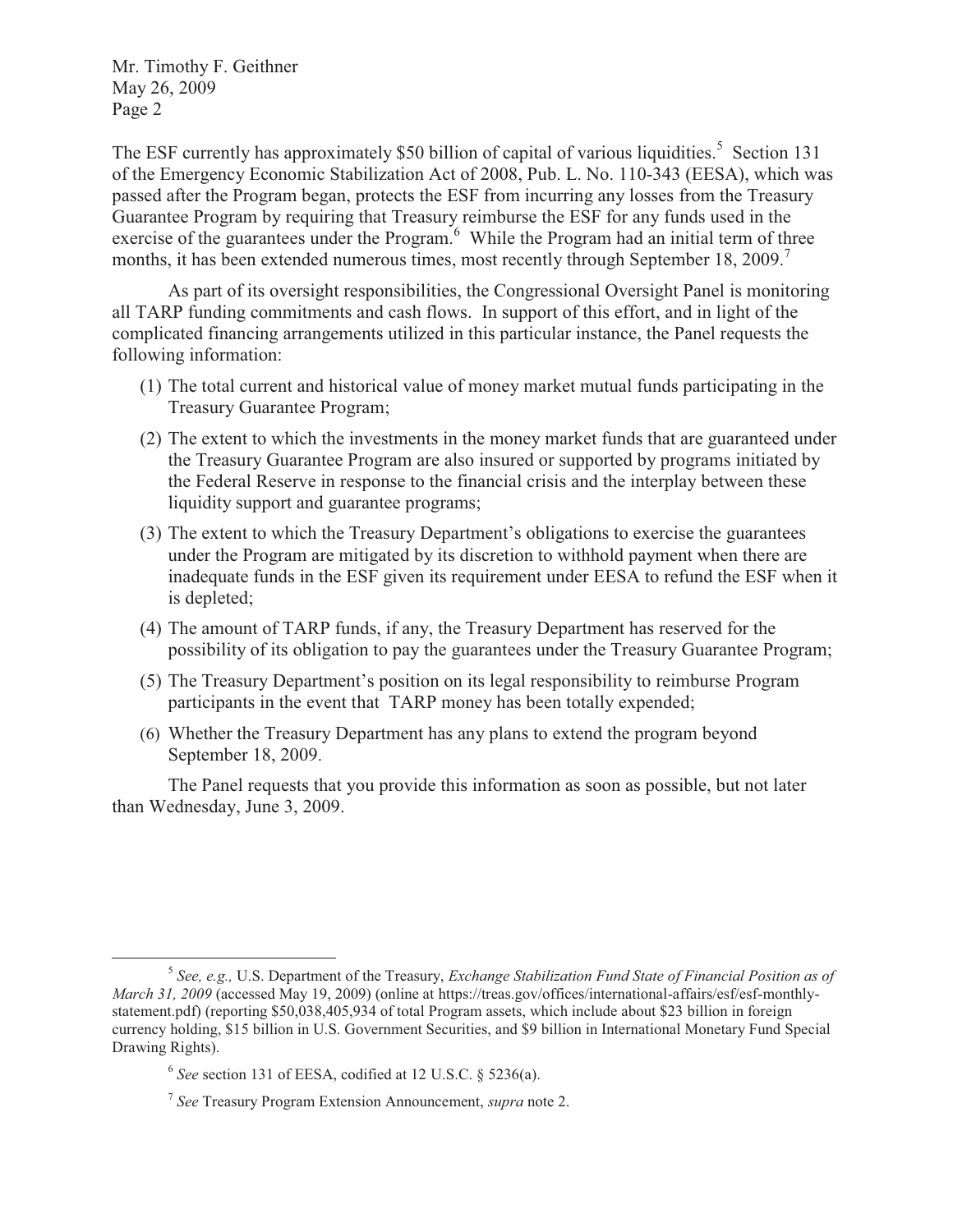The ESF currently has approximately $50 billion of capital of various liquidities.[5] Section 131 of the Emergency Economic Stabilization Act of 2008, Pub. L. No. 110-343 (EESA), which was passed after the Program began, protects the ESF from incurring any losses from the Treasury Guarantee Program by requiring that Treasury reimburse the ESF for any funds used in the exercise of the guarantees under the Program.[6] While the Program had an initial term of three months, it has been extended numerous times, most recently through September 18, 2009.[7]

As part of its oversight responsibilities, the Congressional Oversight Panel is monitoring all TARP funding commitments and cash flows. In support of this effort, and in light of the complicated financing arrangements utilized in this particular instance, the Panel requests the following information:

(1) The total current and historical value of money market mutual funds participating in the Treasury Guarantee Program;

(2) The extent to which the investments in the money market funds that are guaranteed under the Treasury Guarantee Program are also insured or supported by programs initiated by the Federal Reserve in response to the financial crisis and the interplay between these liquidity support and guarantee programs;

(3) The extent to which the Treasury Department's obligations to exercise the guarantees under the Program are mitigated by its discretion to withhold payment when there are inadequate funds in the ESF given its requirement under EESA to refund the ESF when it is depleted;

(4) The amount of TARP funds, if any, the Treasury Department has reserved for the possibility of its obligation to pay the guarantees under the Treasury Guarantee Program;

(5) The Treasury Department's position on its legal responsibility to reimburse Program participants in the event that TARP money has been totally expended;

(6) Whether the Treasury Department has any plans to extend the program beyond September 18, 2009.

The Panel requests that you provide this information as soon as possible, but not later than Wednesday, June 3, 2009.

---

[5] *See, e.g.,* U.S. Department of the Treasury, *Exchange Stabilization Fund State of Financial Position as of March 31, 2009* (accessed May 19, 2009) (online at https://treas.gov/offices/international-affairs/esf/esf-monthly-statement.pdf) (reporting $50,038,405,934 of total Program assets, which include about $23 billion in foreign currency holding, $15 billion in U.S. Government Securities, and $9 billion in International Monetary Fund Special Drawing Rights).

[6] *See* section 131 of EESA, codified at 12 U.S.C. § 5236(a).

[7] *See* Treasury Program Extension Announcement, *supra* note 2.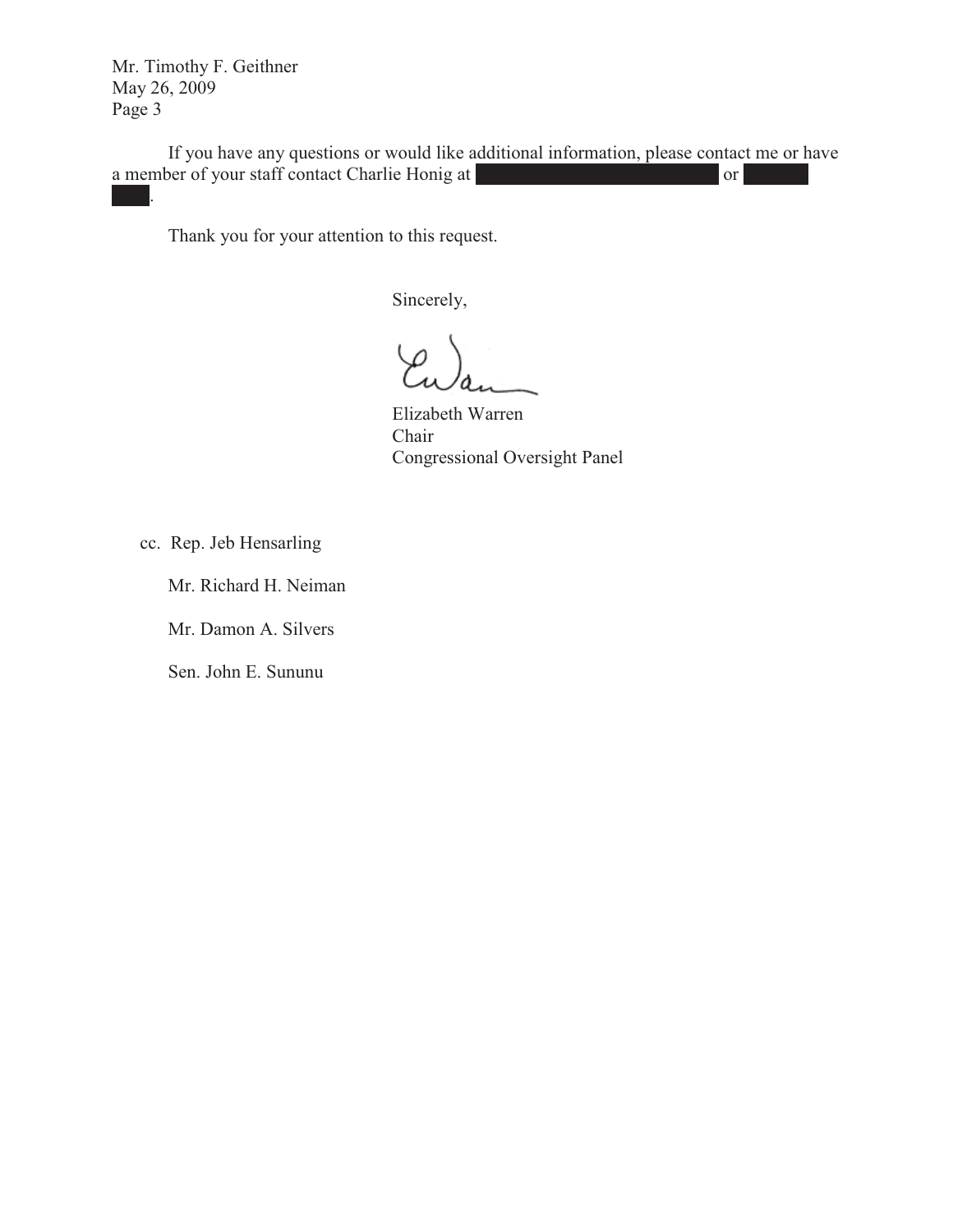If you have any questions or would like additional information, please contact me or have a member of your staff contact Charlie Honig at ██████████ or ██████.

Thank you for your attention to this request.

Sincerely,

Elizabeth Warren
Chair
Congressional Oversight Panel

cc. Rep. Jeb Hensarling

Mr. Richard H. Neiman

Mr. Damon A. Silvers

Sen. John E. Sununu